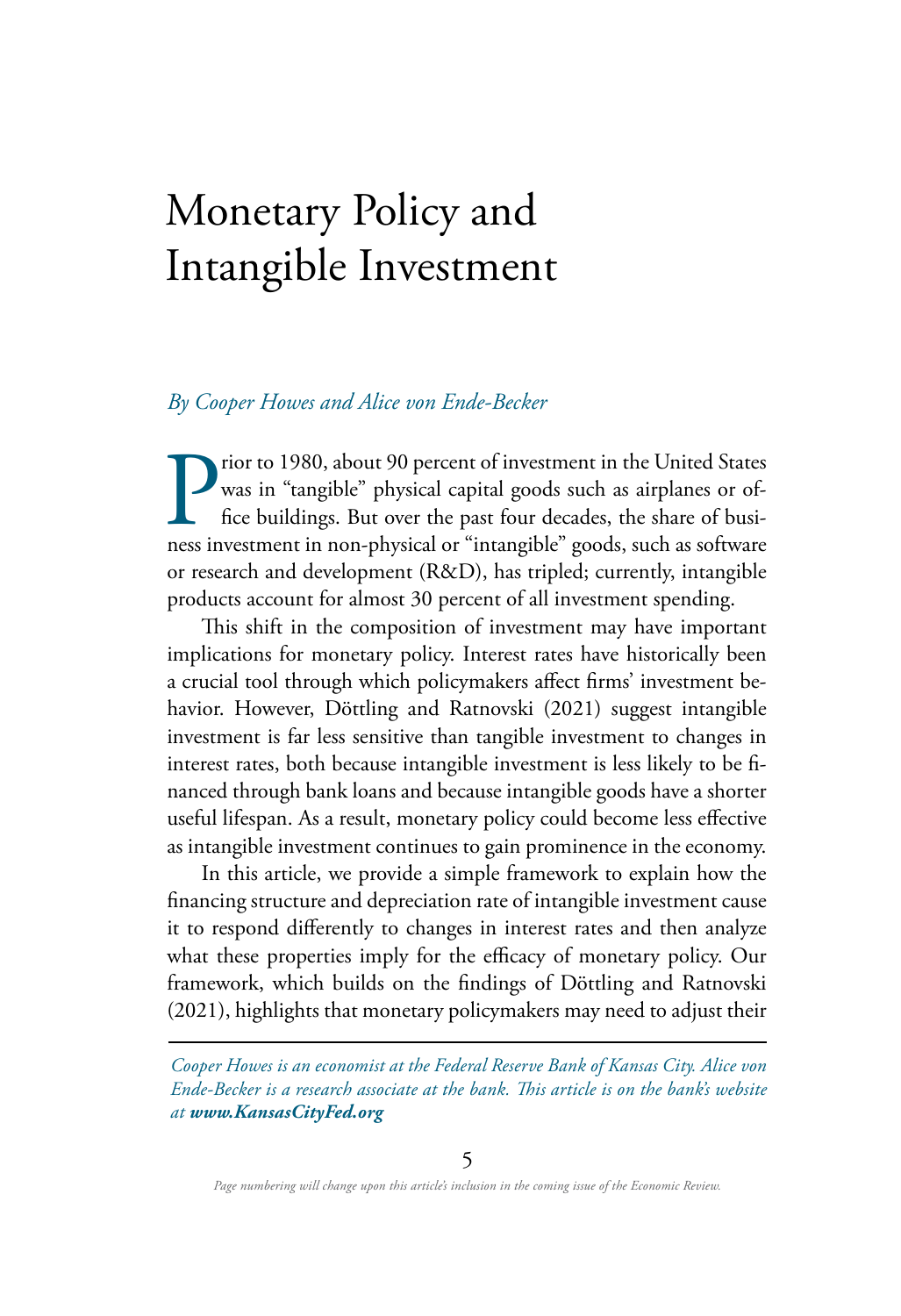# Monetary Policy and Intangible Investment

*By Cooper Howes and Alice von Ende-Becker*

Prior to 1980, about 90 percent of investment in the United States was in "tangible" physical capital goods such as airplanes or office buildings. But over the past four decades, the share of business investment in non-physical or "intangible" goods, such as software or research and development (R&D), has tripled; currently, intangible products account for almost 30 percent of all investment spending.

This shift in the composition of investment may have important implications for monetary policy. Interest rates have historically been a crucial tool through which policymakers affect firms' investment behavior. However, Döttling and Ratnovski (2021) suggest intangible investment is far less sensitive than tangible investment to changes in interest rates, both because intangible investment is less likely to be financed through bank loans and because intangible goods have a shorter useful lifespan. As a result, monetary policy could become less effective as intangible investment continues to gain prominence in the economy.

In this article, we provide a simple framework to explain how the financing structure and depreciation rate of intangible investment cause it to respond differently to changes in interest rates and then analyze what these properties imply for the efficacy of monetary policy. Our framework, which builds on the findings of Döttling and Ratnovski (2021), highlights that monetary policymakers may need to adjust their

---

*Cooper Howes is an economist at the Federal Reserve Bank of Kansas City. Alice von Ende-Becker is a research associate at the bank. This article is on the bank's website at **www.KansasCityFed.org***

*Page numbering will change upon this article's inclusion in the coming issue of the Economic Review.*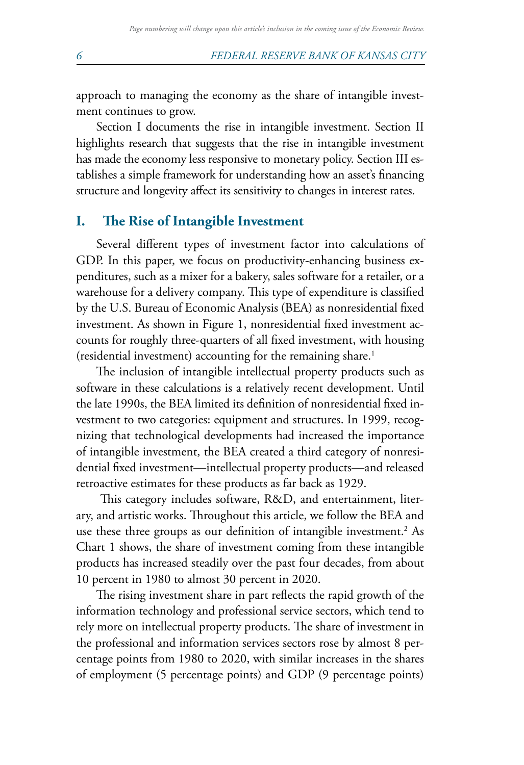approach to managing the economy as the share of intangible investment continues to grow.

Section I documents the rise in intangible investment. Section II highlights research that suggests that the rise in intangible investment has made the economy less responsive to monetary policy. Section III establishes a simple framework for understanding how an asset's financing structure and longevity affect its sensitivity to changes in interest rates.

## I. The Rise of Intangible Investment

Several different types of investment factor into calculations of GDP. In this paper, we focus on productivity-enhancing business expenditures, such as a mixer for a bakery, sales software for a retailer, or a warehouse for a delivery company. This type of expenditure is classified by the U.S. Bureau of Economic Analysis (BEA) as nonresidential fixed investment. As shown in Figure 1, nonresidential fixed investment accounts for roughly three-quarters of all fixed investment, with housing (residential investment) accounting for the remaining share.[1]

The inclusion of intangible intellectual property products such as software in these calculations is a relatively recent development. Until the late 1990s, the BEA limited its definition of nonresidential fixed investment to two categories: equipment and structures. In 1999, recognizing that technological developments had increased the importance of intangible investment, the BEA created a third category of nonresidential fixed investment—intellectual property products—and released retroactive estimates for these products as far back as 1929.

This category includes software, R&D, and entertainment, literary, and artistic works. Throughout this article, we follow the BEA and use these three groups as our definition of intangible investment.[2] As Chart 1 shows, the share of investment coming from these intangible products has increased steadily over the past four decades, from about 10 percent in 1980 to almost 30 percent in 2020.

The rising investment share in part reflects the rapid growth of the information technology and professional service sectors, which tend to rely more on intellectual property products. The share of investment in the professional and information services sectors rose by almost 8 percentage points from 1980 to 2020, with similar increases in the shares of employment (5 percentage points) and GDP (9 percentage points)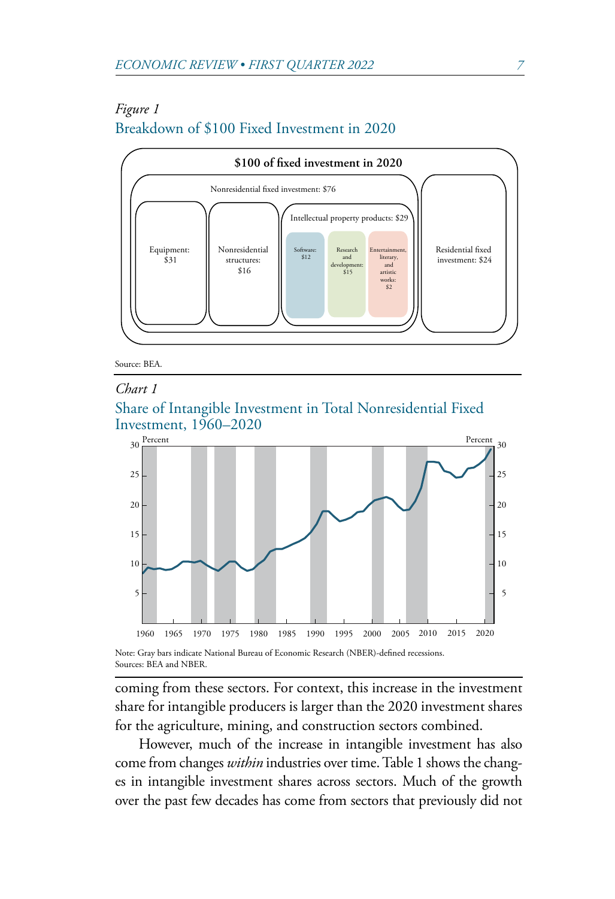*Figure 1*

Breakdown of $100 Fixed Investment in 2020

**$100 of fixed investment in 2020**

Nonresidential fixed investment: $76

Equipment: $31

Nonresidential structures: $16

Intellectual property products: $29

Software: $12

Research and development: $15

Entertainment, literary, and artistic works: $2

Residential fixed investment: $24

Source: BEA.

*Chart 1*

Share of Intangible Investment in Total Nonresidential Fixed Investment, 1960–2020

Percent

30
25
20
15
10
5

1960 1965 1970 1975 1980 1985 1990 1995 2000 2005 2010 2015 2020

Note: Gray bars indicate National Bureau of Economic Research (NBER)-defined recessions.
Sources: BEA and NBER.

coming from these sectors. For context, this increase in the investment share for intangible producers is larger than the 2020 investment shares for the agriculture, mining, and construction sectors combined.

However, much of the increase in intangible investment has also come from changes *within* industries over time. Table 1 shows the changes in intangible investment shares across sectors. Much of the growth over the past few decades has come from sectors that previously did not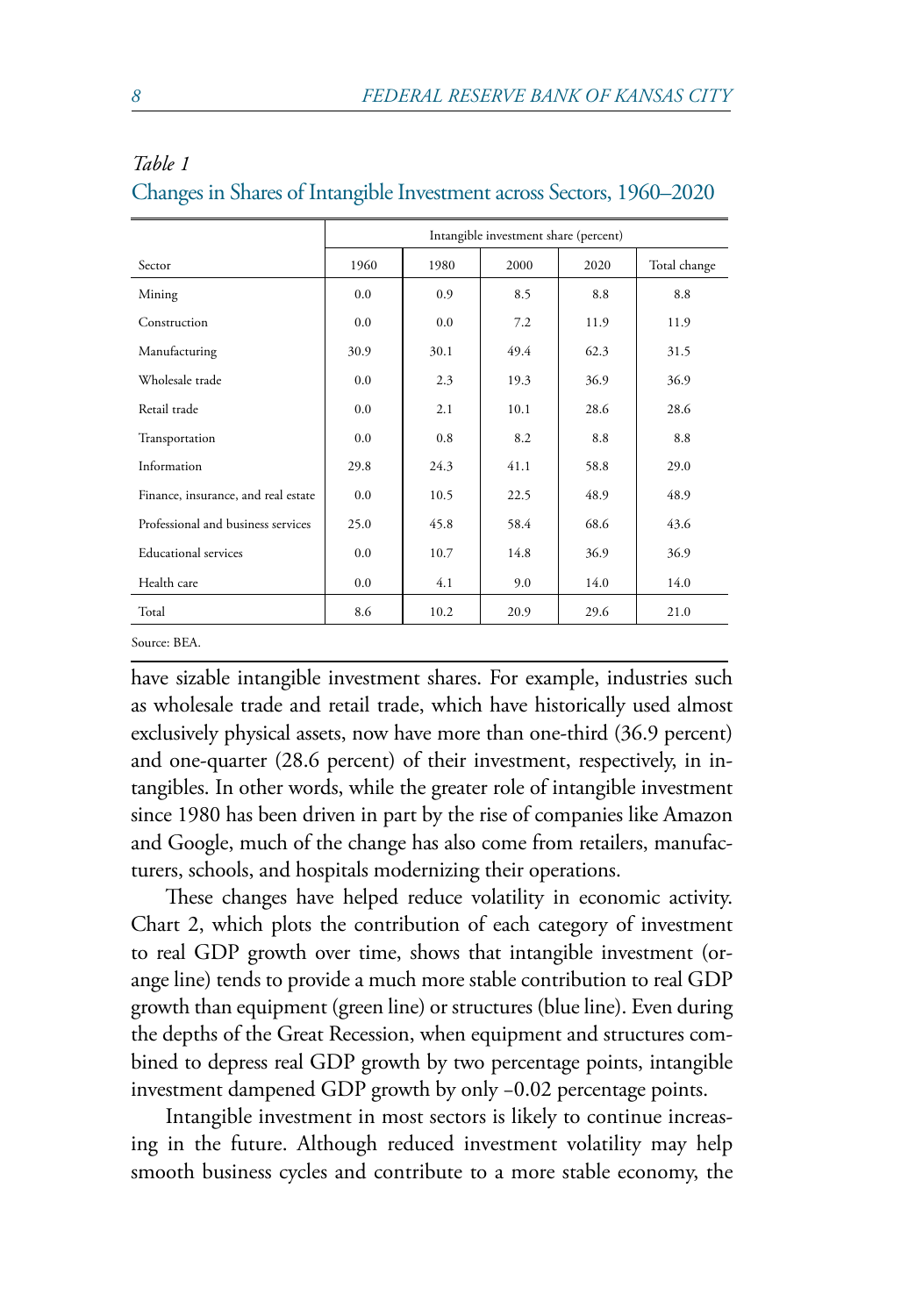*Table 1*

## Changes in Shares of Intangible Investment across Sectors, 1960–2020

| | Intangible investment share (percent) | | | | |
|---|---|---|---|---|---|
| Sector | 1960 | 1980 | 2000 | 2020 | Total change |
| Mining | 0.0 | 0.9 | 8.5 | 8.8 | 8.8 |
| Construction | 0.0 | 0.0 | 7.2 | 11.9 | 11.9 |
| Manufacturing | 30.9 | 30.1 | 49.4 | 62.3 | 31.5 |
| Wholesale trade | 0.0 | 2.3 | 19.3 | 36.9 | 36.9 |
| Retail trade | 0.0 | 2.1 | 10.1 | 28.6 | 28.6 |
| Transportation | 0.0 | 0.8 | 8.2 | 8.8 | 8.8 |
| Information | 29.8 | 24.3 | 41.1 | 58.8 | 29.0 |
| Finance, insurance, and real estate | 0.0 | 10.5 | 22.5 | 48.9 | 48.9 |
| Professional and business services | 25.0 | 45.8 | 58.4 | 68.6 | 43.6 |
| Educational services | 0.0 | 10.7 | 14.8 | 36.9 | 36.9 |
| Health care | 0.0 | 4.1 | 9.0 | 14.0 | 14.0 |
| Total | 8.6 | 10.2 | 20.9 | 29.6 | 21.0 |

Source: BEA.

have sizable intangible investment shares. For example, industries such as wholesale trade and retail trade, which have historically used almost exclusively physical assets, now have more than one-third (36.9 percent) and one-quarter (28.6 percent) of their investment, respectively, in intangibles. In other words, while the greater role of intangible investment since 1980 has been driven in part by the rise of companies like Amazon and Google, much of the change has also come from retailers, manufacturers, schools, and hospitals modernizing their operations.

These changes have helped reduce volatility in economic activity. Chart 2, which plots the contribution of each category of investment to real GDP growth over time, shows that intangible investment (orange line) tends to provide a much more stable contribution to real GDP growth than equipment (green line) or structures (blue line). Even during the depths of the Great Recession, when equipment and structures combined to depress real GDP growth by two percentage points, intangible investment dampened GDP growth by only –0.02 percentage points.

Intangible investment in most sectors is likely to continue increasing in the future. Although reduced investment volatility may help smooth business cycles and contribute to a more stable economy, the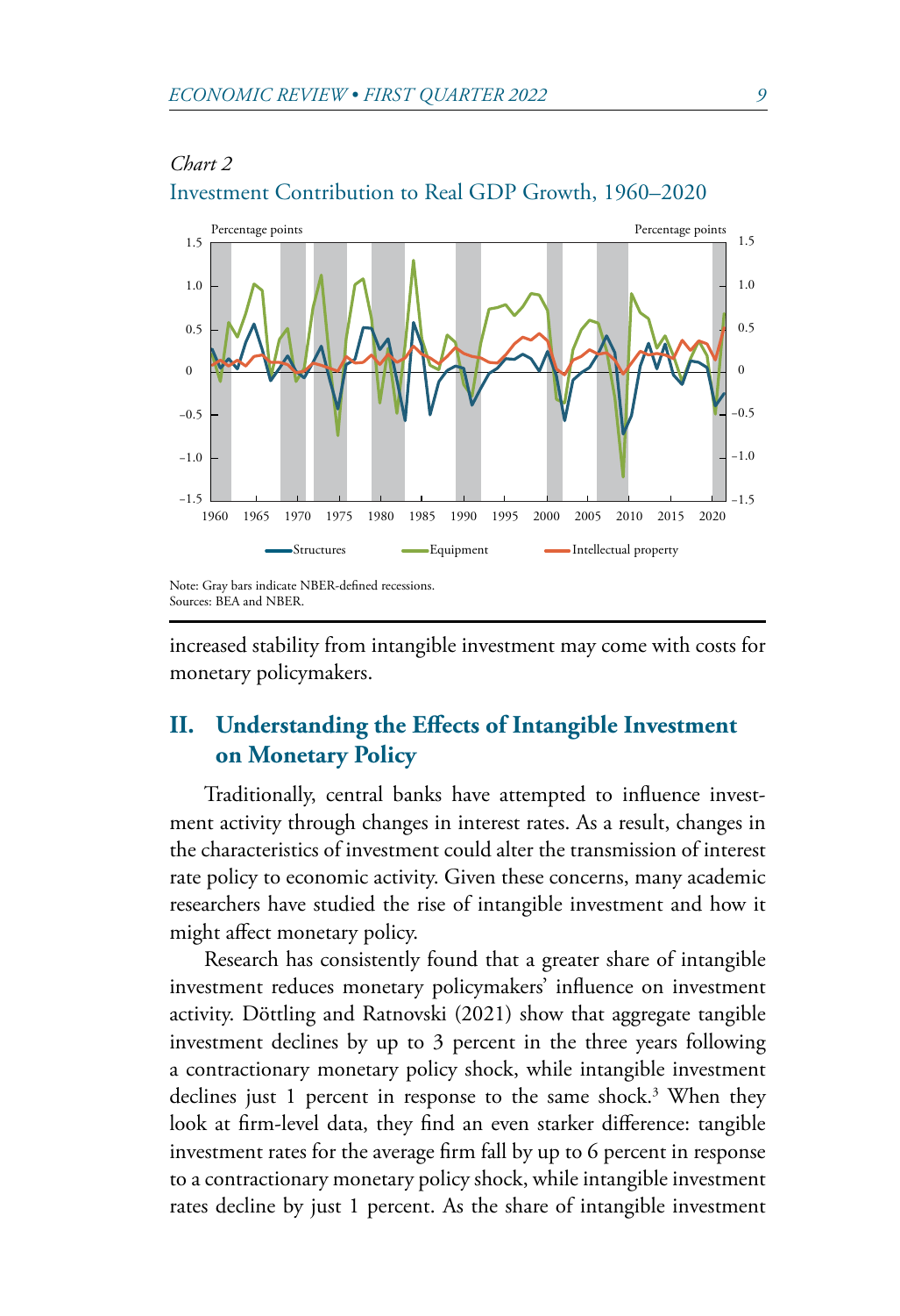*Chart 2*

Investment Contribution to Real GDP Growth, 1960–2020

Percentage points

Percentage points

1.5
1.0
0.5
0
−0.5
−1.0
−1.5

1960 1965 1970 1975 1980 1985 1990 1995 2000 2005 2010 2015 2020

Structures
Equipment
Intellectual property

Note: Gray bars indicate NBER-defined recessions.
Sources: BEA and NBER.

increased stability from intangible investment may come with costs for monetary policymakers.

## II. Understanding the Effects of Intangible Investment on Monetary Policy

Traditionally, central banks have attempted to influence investment activity through changes in interest rates. As a result, changes in the characteristics of investment could alter the transmission of interest rate policy to economic activity. Given these concerns, many academic researchers have studied the rise of intangible investment and how it might affect monetary policy.

Research has consistently found that a greater share of intangible investment reduces monetary policymakers' influence on investment activity. Döttling and Ratnovski (2021) show that aggregate tangible investment declines by up to 3 percent in the three years following a contractionary monetary policy shock, while intangible investment declines just 1 percent in response to the same shock.[3] When they look at firm-level data, they find an even starker difference: tangible investment rates for the average firm fall by up to 6 percent in response to a contractionary monetary policy shock, while intangible investment rates decline by just 1 percent. As the share of intangible investment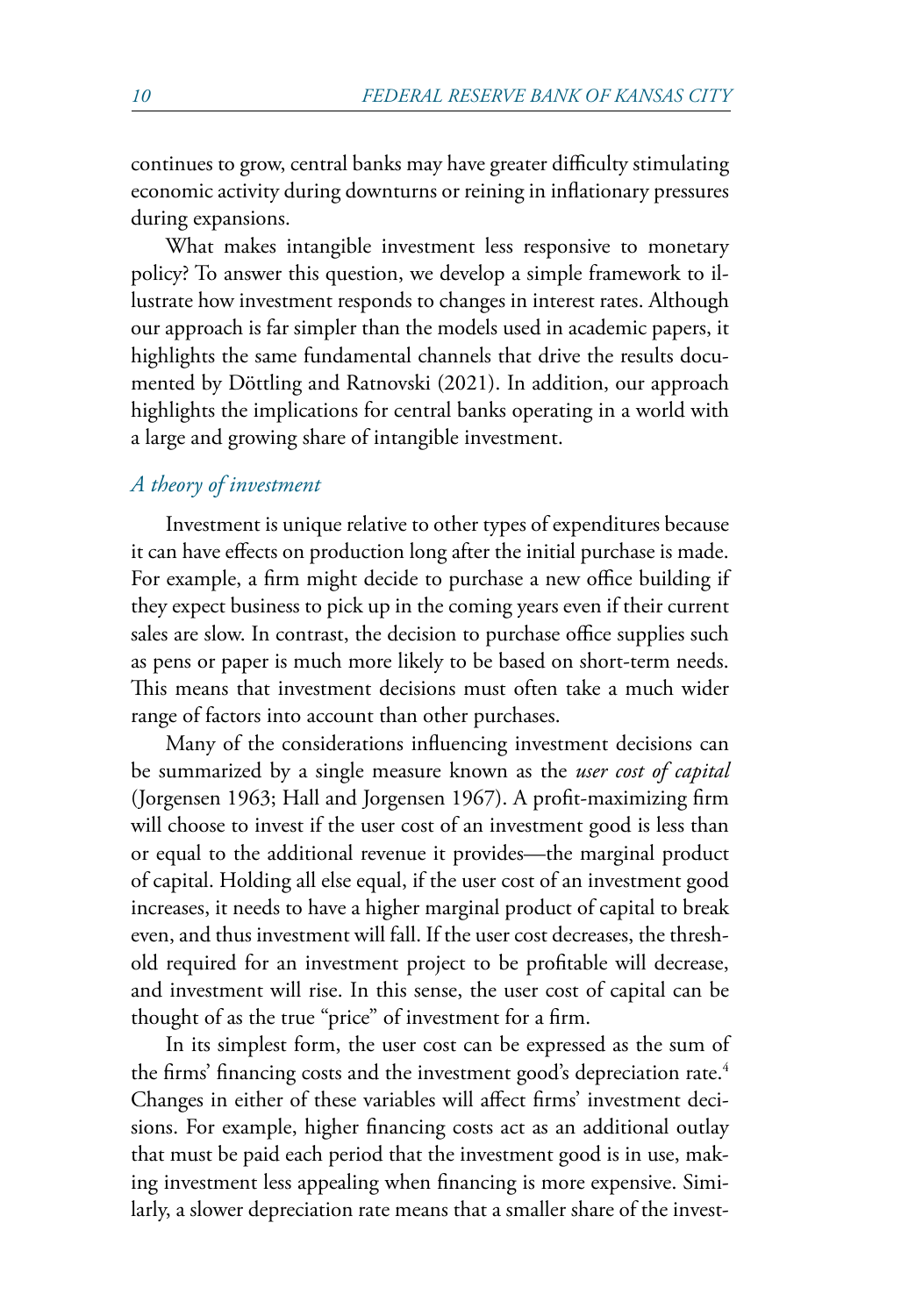continues to grow, central banks may have greater difficulty stimulating economic activity during downturns or reining in inflationary pressures during expansions.

What makes intangible investment less responsive to monetary policy? To answer this question, we develop a simple framework to illustrate how investment responds to changes in interest rates. Although our approach is far simpler than the models used in academic papers, it highlights the same fundamental channels that drive the results documented by Döttling and Ratnovski (2021). In addition, our approach highlights the implications for central banks operating in a world with a large and growing share of intangible investment.

### *A theory of investment*

Investment is unique relative to other types of expenditures because it can have effects on production long after the initial purchase is made. For example, a firm might decide to purchase a new office building if they expect business to pick up in the coming years even if their current sales are slow. In contrast, the decision to purchase office supplies such as pens or paper is much more likely to be based on short-term needs. This means that investment decisions must often take a much wider range of factors into account than other purchases.

Many of the considerations influencing investment decisions can be summarized by a single measure known as the *user cost of capital* (Jorgensen 1963; Hall and Jorgensen 1967). A profit-maximizing firm will choose to invest if the user cost of an investment good is less than or equal to the additional revenue it provides—the marginal product of capital. Holding all else equal, if the user cost of an investment good increases, it needs to have a higher marginal product of capital to break even, and thus investment will fall. If the user cost decreases, the threshold required for an investment project to be profitable will decrease, and investment will rise. In this sense, the user cost of capital can be thought of as the true "price" of investment for a firm.

In its simplest form, the user cost can be expressed as the sum of the firms' financing costs and the investment good's depreciation rate.[4] Changes in either of these variables will affect firms' investment decisions. For example, higher financing costs act as an additional outlay that must be paid each period that the investment good is in use, making investment less appealing when financing is more expensive. Similarly, a slower depreciation rate means that a smaller share of the invest-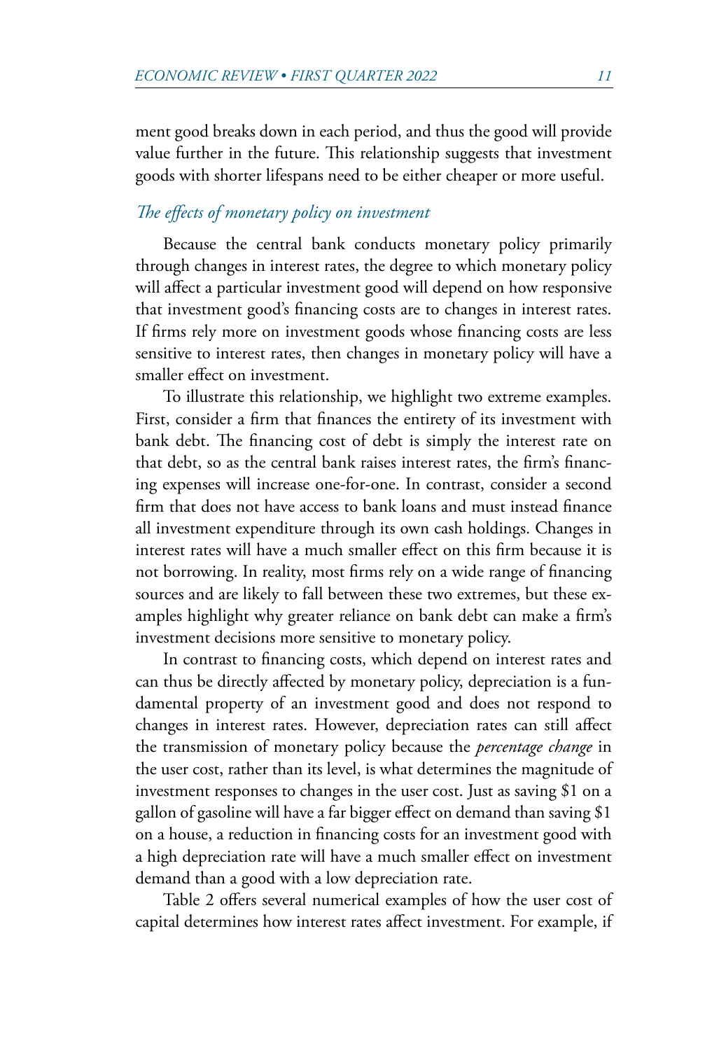ment good breaks down in each period, and thus the good will provide value further in the future. This relationship suggests that investment goods with shorter lifespans need to be either cheaper or more useful.

### *The effects of monetary policy on investment*

Because the central bank conducts monetary policy primarily through changes in interest rates, the degree to which monetary policy will affect a particular investment good will depend on how responsive that investment good's financing costs are to changes in interest rates. If firms rely more on investment goods whose financing costs are less sensitive to interest rates, then changes in monetary policy will have a smaller effect on investment.

To illustrate this relationship, we highlight two extreme examples. First, consider a firm that finances the entirety of its investment with bank debt. The financing cost of debt is simply the interest rate on that debt, so as the central bank raises interest rates, the firm's financing expenses will increase one-for-one. In contrast, consider a second firm that does not have access to bank loans and must instead finance all investment expenditure through its own cash holdings. Changes in interest rates will have a much smaller effect on this firm because it is not borrowing. In reality, most firms rely on a wide range of financing sources and are likely to fall between these two extremes, but these examples highlight why greater reliance on bank debt can make a firm's investment decisions more sensitive to monetary policy.

In contrast to financing costs, which depend on interest rates and can thus be directly affected by monetary policy, depreciation is a fundamental property of an investment good and does not respond to changes in interest rates. However, depreciation rates can still affect the transmission of monetary policy because the *percentage change* in the user cost, rather than its level, is what determines the magnitude of investment responses to changes in the user cost. Just as saving $1 on a gallon of gasoline will have a far bigger effect on demand than saving $1 on a house, a reduction in financing costs for an investment good with a high depreciation rate will have a much smaller effect on investment demand than a good with a low depreciation rate.

Table 2 offers several numerical examples of how the user cost of capital determines how interest rates affect investment. For example, if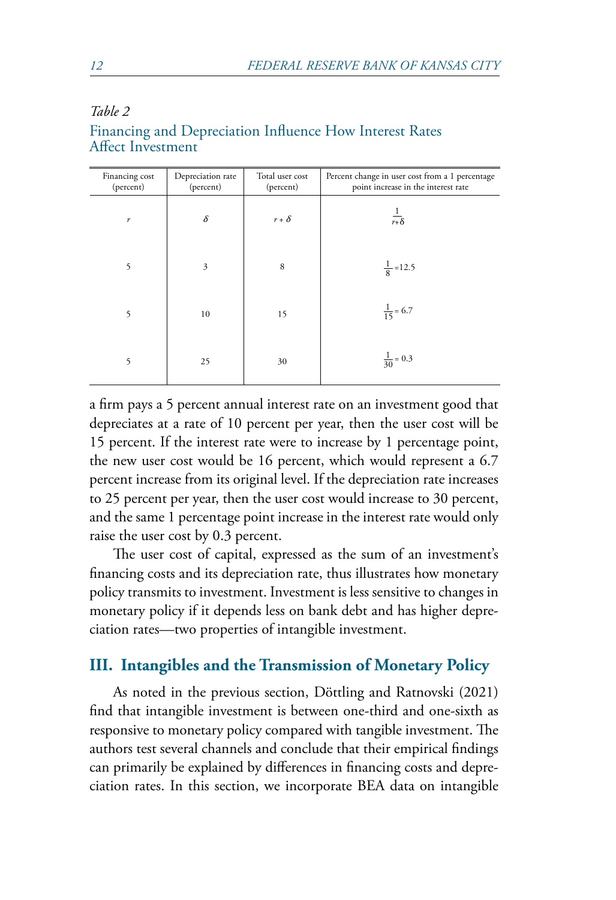*Table 2*

Financing and Depreciation Influence How Interest Rates Affect Investment

| Financing cost (percent) | Depreciation rate (percent) | Total user cost (percent) | Percent change in user cost from a 1 percentage point increase in the interest rate |
|---|---|---|---|
| $r$ | $\delta$ | $r + \delta$ | $\frac{1}{r+\delta}$ |
| 5 | 3 | 8 | $\frac{1}{8}$ =12.5 |
| 5 | 10 | 15 | $\frac{1}{15}$ = 6.7 |
| 5 | 25 | 30 | $\frac{1}{30}$ = 0.3 |

a firm pays a 5 percent annual interest rate on an investment good that depreciates at a rate of 10 percent per year, then the user cost will be 15 percent. If the interest rate were to increase by 1 percentage point, the new user cost would be 16 percent, which would represent a 6.7 percent increase from its original level. If the depreciation rate increases to 25 percent per year, then the user cost would increase to 30 percent, and the same 1 percentage point increase in the interest rate would only raise the user cost by 0.3 percent.

The user cost of capital, expressed as the sum of an investment's financing costs and its depreciation rate, thus illustrates how monetary policy transmits to investment. Investment is less sensitive to changes in monetary policy if it depends less on bank debt and has higher depreciation rates—two properties of intangible investment.

## III. Intangibles and the Transmission of Monetary Policy

As noted in the previous section, Döttling and Ratnovski (2021) find that intangible investment is between one-third and one-sixth as responsive to monetary policy compared with tangible investment. The authors test several channels and conclude that their empirical findings can primarily be explained by differences in financing costs and depreciation rates. In this section, we incorporate BEA data on intangible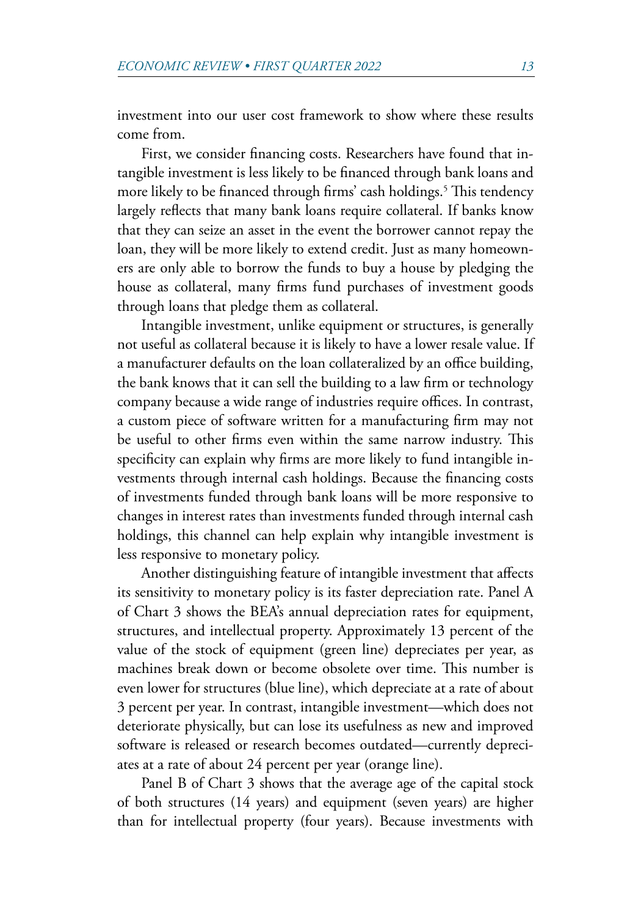investment into our user cost framework to show where these results come from.

First, we consider financing costs. Researchers have found that intangible investment is less likely to be financed through bank loans and more likely to be financed through firms' cash holdings.[5] This tendency largely reflects that many bank loans require collateral. If banks know that they can seize an asset in the event the borrower cannot repay the loan, they will be more likely to extend credit. Just as many homeowners are only able to borrow the funds to buy a house by pledging the house as collateral, many firms fund purchases of investment goods through loans that pledge them as collateral.

Intangible investment, unlike equipment or structures, is generally not useful as collateral because it is likely to have a lower resale value. If a manufacturer defaults on the loan collateralized by an office building, the bank knows that it can sell the building to a law firm or technology company because a wide range of industries require offices. In contrast, a custom piece of software written for a manufacturing firm may not be useful to other firms even within the same narrow industry. This specificity can explain why firms are more likely to fund intangible investments through internal cash holdings. Because the financing costs of investments funded through bank loans will be more responsive to changes in interest rates than investments funded through internal cash holdings, this channel can help explain why intangible investment is less responsive to monetary policy.

Another distinguishing feature of intangible investment that affects its sensitivity to monetary policy is its faster depreciation rate. Panel A of Chart 3 shows the BEA's annual depreciation rates for equipment, structures, and intellectual property. Approximately 13 percent of the value of the stock of equipment (green line) depreciates per year, as machines break down or become obsolete over time. This number is even lower for structures (blue line), which depreciate at a rate of about 3 percent per year. In contrast, intangible investment—which does not deteriorate physically, but can lose its usefulness as new and improved software is released or research becomes outdated—currently depreciates at a rate of about 24 percent per year (orange line).

Panel B of Chart 3 shows that the average age of the capital stock of both structures (14 years) and equipment (seven years) are higher than for intellectual property (four years). Because investments with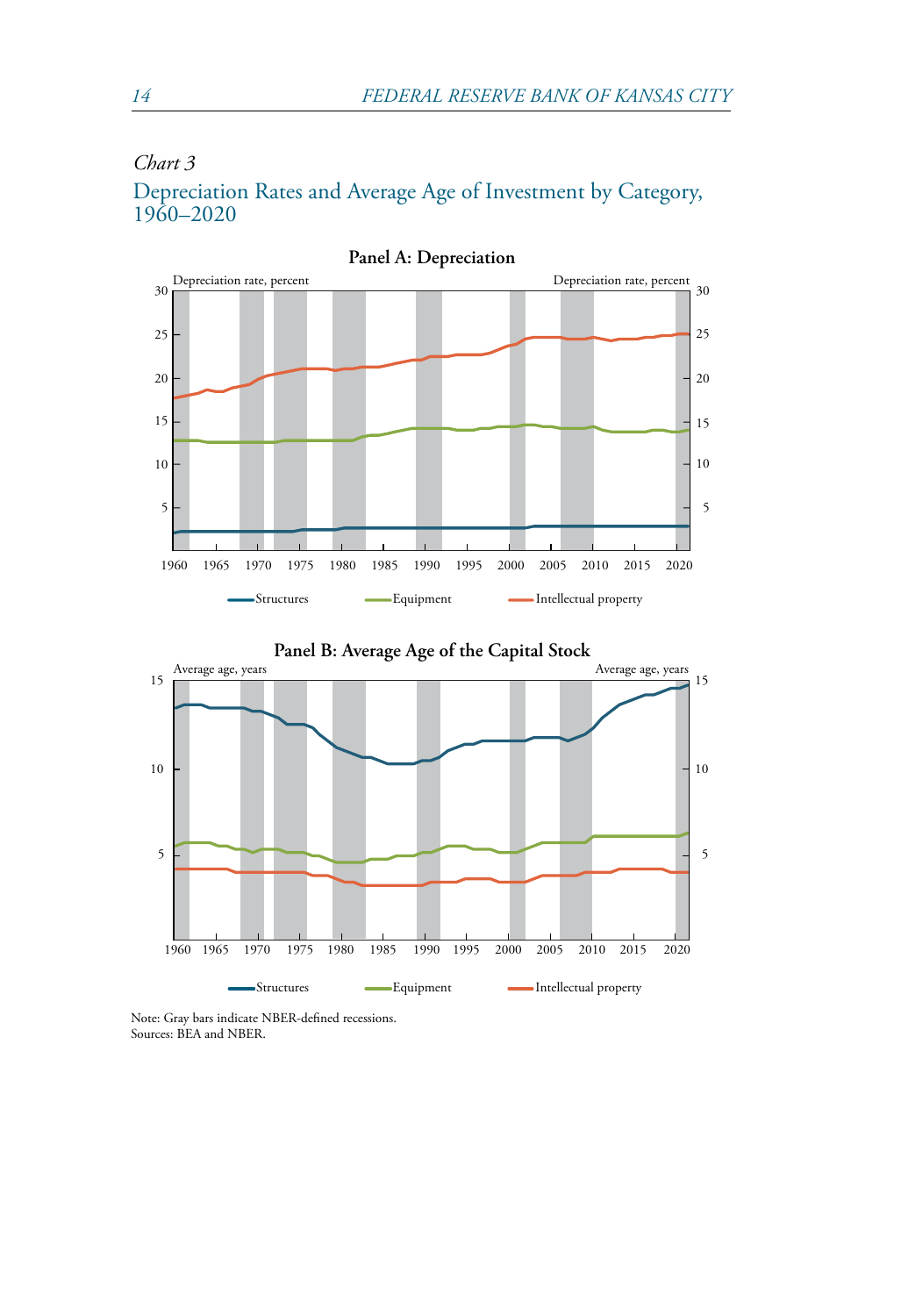*Chart 3*

## Depreciation Rates and Average Age of Investment by Category, 1960–2020

**Panel A: Depreciation**

Depreciation rate, percent

Depreciation rate, percent

30
25
20
15
10
5

1960 1965 1970 1975 1980 1985 1990 1995 2000 2005 2010 2015 2020

Structures
Equipment
Intellectual property

**Panel B: Average Age of the Capital Stock**

Average age, years

Average age, years

15
10
5

1960 1965 1970 1975 1980 1985 1990 1995 2000 2005 2010 2015 2020

Structures
Equipment
Intellectual property

Note: Gray bars indicate NBER-defined recessions.
Sources: BEA and NBER.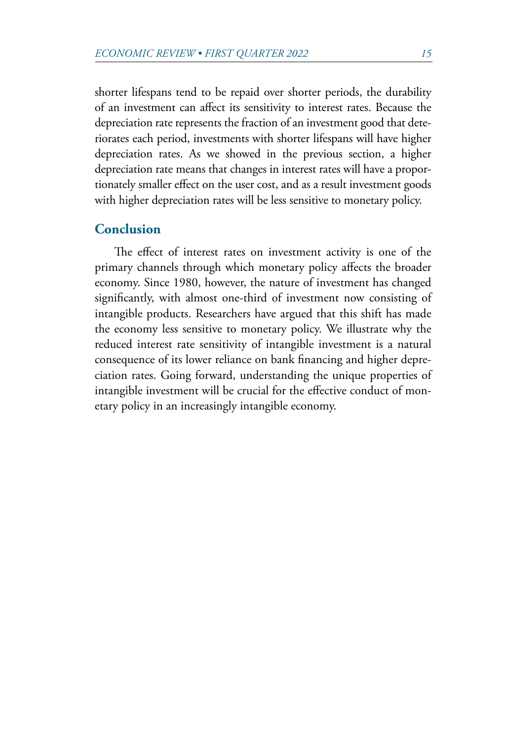shorter lifespans tend to be repaid over shorter periods, the durability of an investment can affect its sensitivity to interest rates. Because the depreciation rate represents the fraction of an investment good that deteriorates each period, investments with shorter lifespans will have higher depreciation rates. As we showed in the previous section, a higher depreciation rate means that changes in interest rates will have a proportionately smaller effect on the user cost, and as a result investment goods with higher depreciation rates will be less sensitive to monetary policy.

## Conclusion

The effect of interest rates on investment activity is one of the primary channels through which monetary policy affects the broader economy. Since 1980, however, the nature of investment has changed significantly, with almost one-third of investment now consisting of intangible products. Researchers have argued that this shift has made the economy less sensitive to monetary policy. We illustrate why the reduced interest rate sensitivity of intangible investment is a natural consequence of its lower reliance on bank financing and higher depreciation rates. Going forward, understanding the unique properties of intangible investment will be crucial for the effective conduct of monetary policy in an increasingly intangible economy.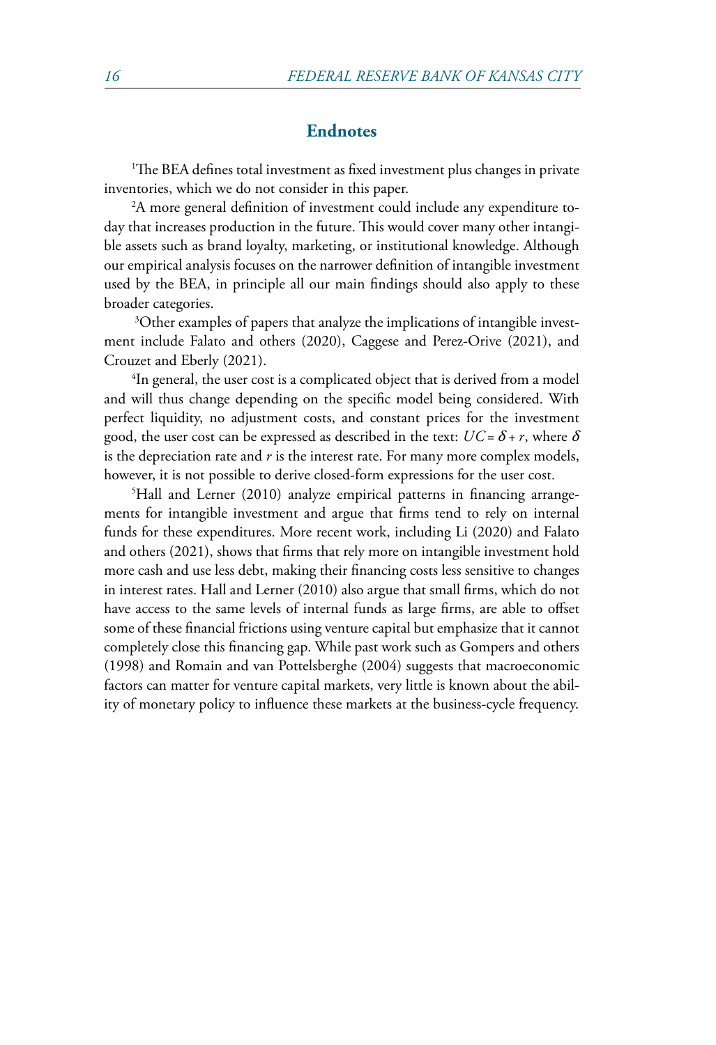## Endnotes

[1]The BEA defines total investment as fixed investment plus changes in private inventories, which we do not consider in this paper.

[2]A more general definition of investment could include any expenditure today that increases production in the future. This would cover many other intangible assets such as brand loyalty, marketing, or institutional knowledge. Although our empirical analysis focuses on the narrower definition of intangible investment used by the BEA, in principle all our main findings should also apply to these broader categories.

[3]Other examples of papers that analyze the implications of intangible investment include Falato and others (2020), Caggese and Perez-Orive (2021), and Crouzet and Eberly (2021).

[4]In general, the user cost is a complicated object that is derived from a model and will thus change depending on the specific model being considered. With perfect liquidity, no adjustment costs, and constant prices for the investment good, the user cost can be expressed as described in the text: $UC = \delta + r$, where $\delta$ is the depreciation rate and $r$ is the interest rate. For many more complex models, however, it is not possible to derive closed-form expressions for the user cost.

[5]Hall and Lerner (2010) analyze empirical patterns in financing arrangements for intangible investment and argue that firms tend to rely on internal funds for these expenditures. More recent work, including Li (2020) and Falato and others (2021), shows that firms that rely more on intangible investment hold more cash and use less debt, making their financing costs less sensitive to changes in interest rates. Hall and Lerner (2010) also argue that small firms, which do not have access to the same levels of internal funds as large firms, are able to offset some of these financial frictions using venture capital but emphasize that it cannot completely close this financing gap. While past work such as Gompers and others (1998) and Romain and van Pottelsberghe (2004) suggests that macroeconomic factors can matter for venture capital markets, very little is known about the ability of monetary policy to influence these markets at the business-cycle frequency.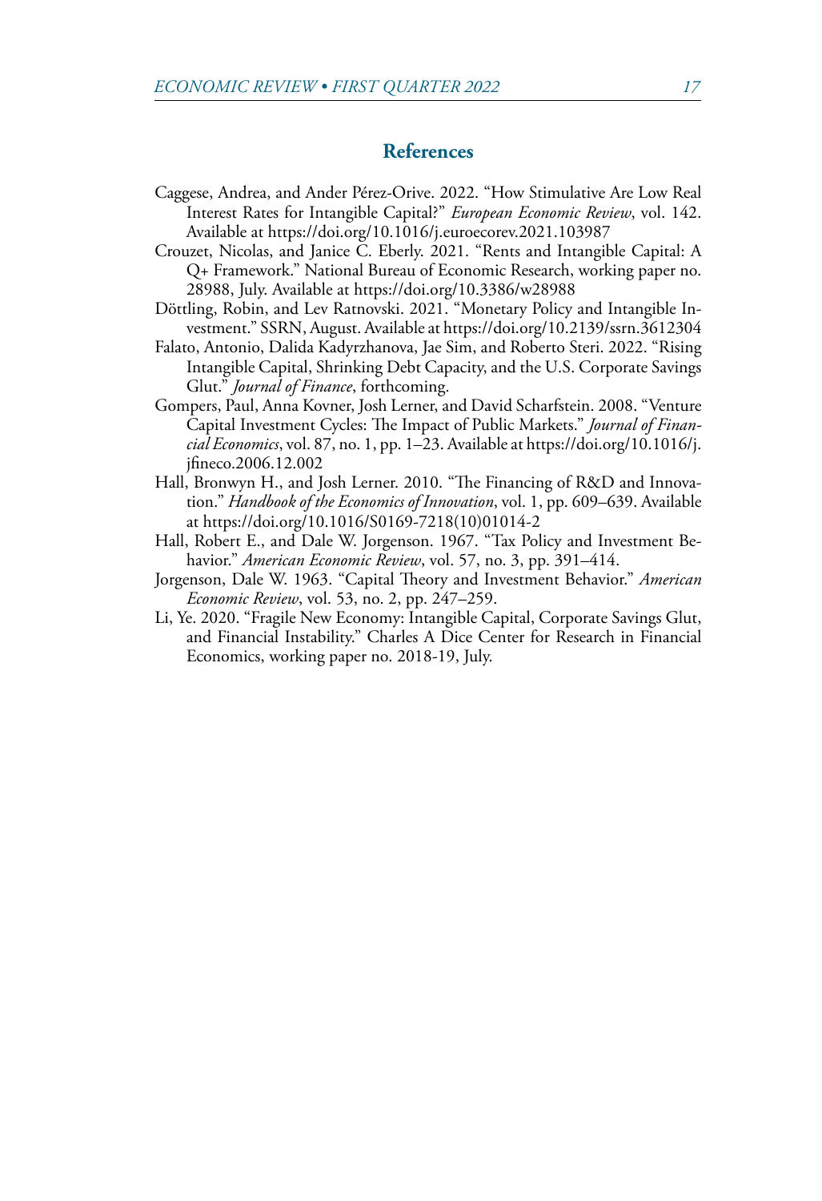## References

Caggese, Andrea, and Ander Pérez-Orive. 2022. "How Stimulative Are Low Real Interest Rates for Intangible Capital?" *European Economic Review*, vol. 142. Available at https://doi.org/10.1016/j.euroecorev.2021.103987

Crouzet, Nicolas, and Janice C. Eberly. 2021. "Rents and Intangible Capital: A Q+ Framework." National Bureau of Economic Research, working paper no. 28988, July. Available at https://doi.org/10.3386/w28988

Döttling, Robin, and Lev Ratnovski. 2021. "Monetary Policy and Intangible Investment." SSRN, August. Available at https://doi.org/10.2139/ssrn.3612304

Falato, Antonio, Dalida Kadyrzhanova, Jae Sim, and Roberto Steri. 2022. "Rising Intangible Capital, Shrinking Debt Capacity, and the U.S. Corporate Savings Glut." *Journal of Finance*, forthcoming.

Gompers, Paul, Anna Kovner, Josh Lerner, and David Scharfstein. 2008. "Venture Capital Investment Cycles: The Impact of Public Markets." *Journal of Financial Economics*, vol. 87, no. 1, pp. 1–23. Available at https://doi.org/10.1016/j.jfineco.2006.12.002

Hall, Bronwyn H., and Josh Lerner. 2010. "The Financing of R&D and Innovation." *Handbook of the Economics of Innovation*, vol. 1, pp. 609–639. Available at https://doi.org/10.1016/S0169-7218(10)01014-2

Hall, Robert E., and Dale W. Jorgenson. 1967. "Tax Policy and Investment Behavior." *American Economic Review*, vol. 57, no. 3, pp. 391–414.

Jorgenson, Dale W. 1963. "Capital Theory and Investment Behavior." *American Economic Review*, vol. 53, no. 2, pp. 247–259.

Li, Ye. 2020. "Fragile New Economy: Intangible Capital, Corporate Savings Glut, and Financial Instability." Charles A Dice Center for Research in Financial Economics, working paper no. 2018-19, July.